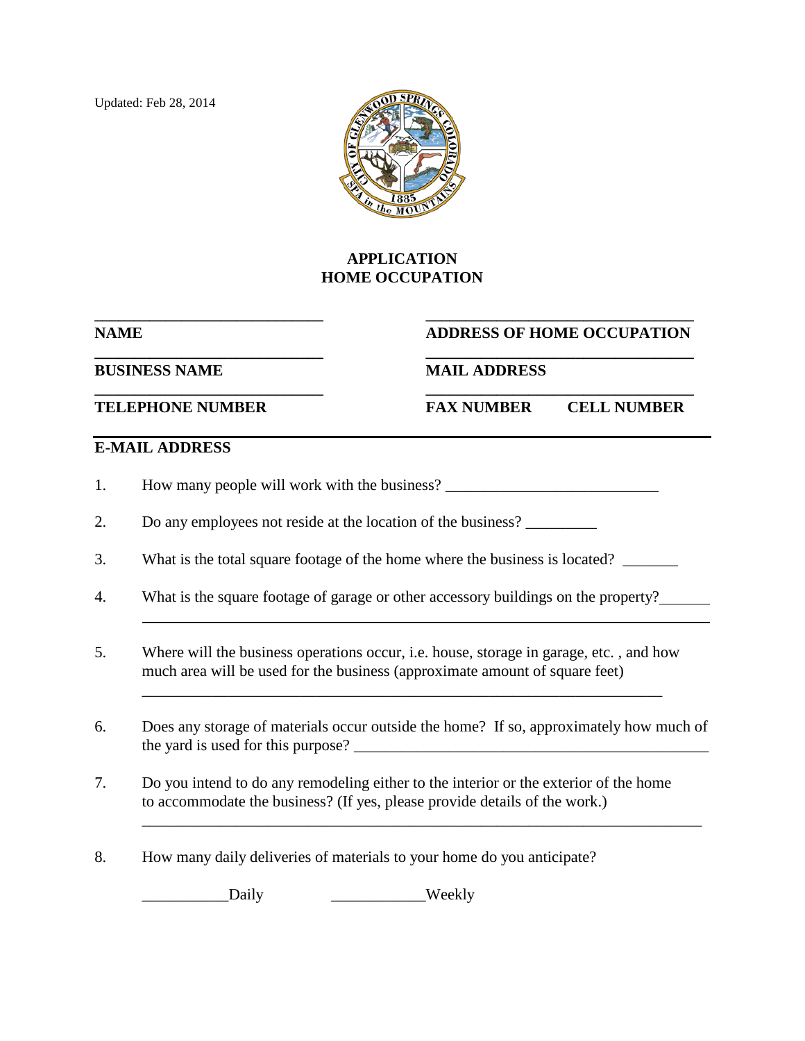Updated: Feb 28, 2014

# APPLICATION
# HOME OCCUPATION

| | |
|---|---|
| ____________________________ | ________________________________ |
| **NAME** | **ADDRESS OF HOME OCCUPATION** |
| ____________________________ | ________________________________ |
| **BUSINESS NAME** | **MAIL ADDRESS** |
| ____________________________ | ________________________________ |
| **TELEPHONE NUMBER** | **FAX NUMBER CELL NUMBER** |

**E-MAIL ADDRESS**

1. How many people will work with the business? ___________________________

2. Do any employees not reside at the location of the business? _________

3. What is the total square footage of the home where the business is located? _______

4. What is the square footage of garage or other accessory buildings on the property?_______

5. Where will the business operations occur, i.e. house, storage in garage, etc. , and how much area will be used for the business (approximate amount of square feet)

   __________________________________________________________________

6. Does any storage of materials occur outside the home? If so, approximately how much of the yard is used for this purpose? _______________________________________________

7. Do you intend to do any remodeling either to the interior or the exterior of the home to accommodate the business? (If yes, please provide details of the work.)

   ______________________________________________________________________

8. How many daily deliveries of materials to your home do you anticipate?

   ___________Daily ____________Weekly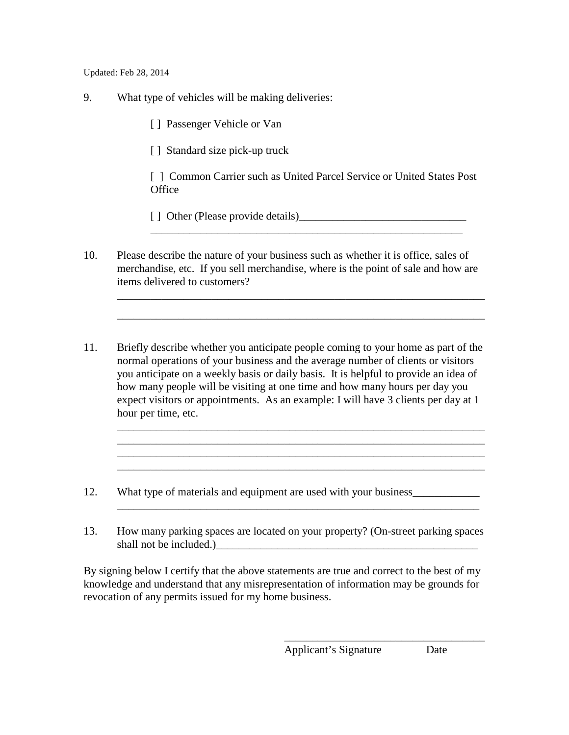Updated: Feb 28, 2014

9. What type of vehicles will be making deliveries:

   [ ] Passenger Vehicle or Van

   [ ] Standard size pick-up truck

   [ ] Common Carrier such as United Parcel Service or United States Post Office

   [ ] Other (Please provide details)______________________________
   ____________________________________________________________

10. Please describe the nature of your business such as whether it is office, sales of merchandise, etc. If you sell merchandise, where is the point of sale and how are items delivered to customers?
    ____________________________________________________________
    ____________________________________________________________

11. Briefly describe whether you anticipate people coming to your home as part of the normal operations of your business and the average number of clients or visitors you anticipate on a weekly basis or daily basis. It is helpful to provide an idea of how many people will be visiting at one time and how many hours per day you expect visitors or appointments. As an example: I will have 3 clients per day at 1 hour per time, etc.
    ____________________________________________________________
    ____________________________________________________________
    ____________________________________________________________
    ____________________________________________________________

12. What type of materials and equipment are used with your business____________
    ____________________________________________________________

13. How many parking spaces are located on your property? (On-street parking spaces shall not be included.)________________________________________________

By signing below I certify that the above statements are true and correct to the best of my knowledge and understand that any misrepresentation of information may be grounds for revocation of any permits issued for my home business.

______________________________________
Applicant's Signature Date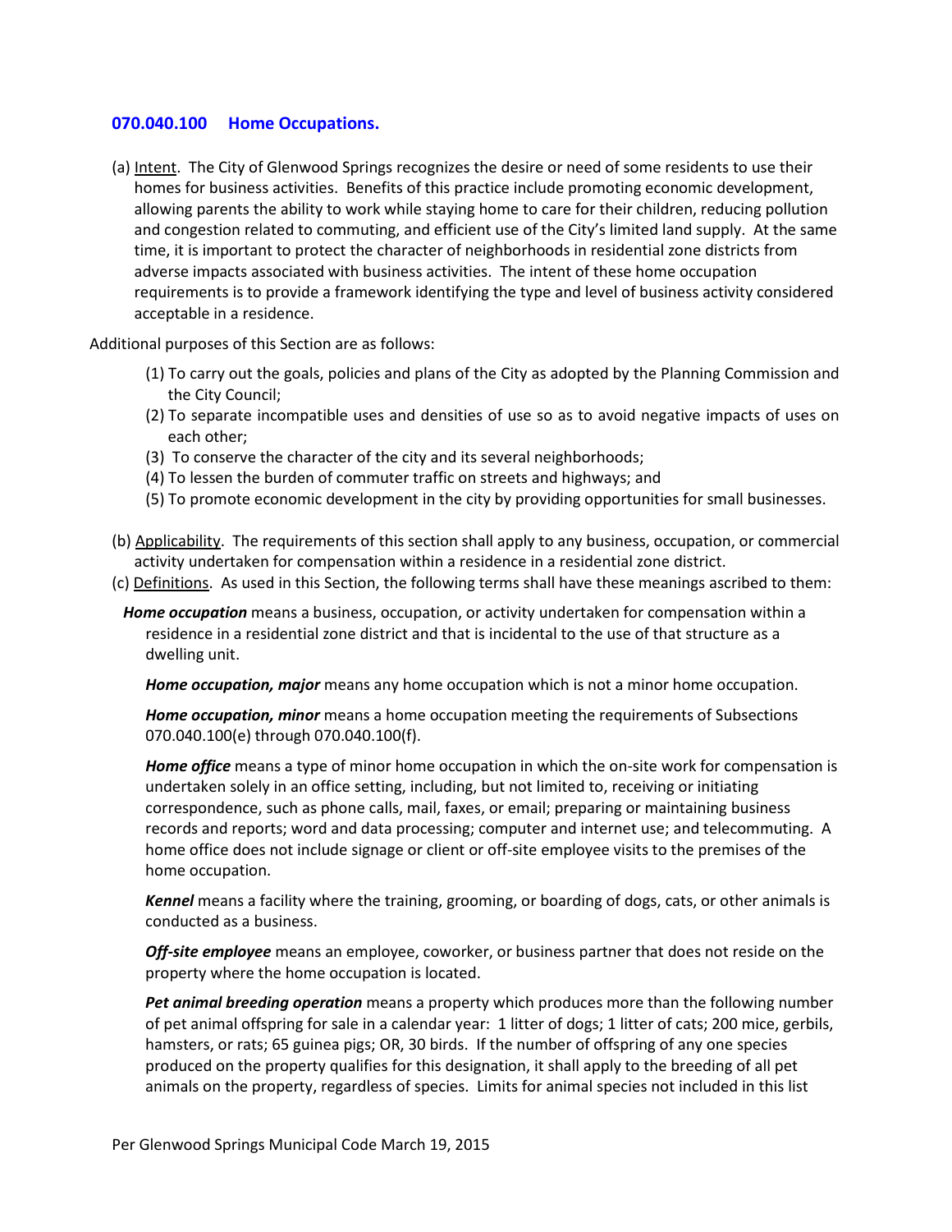## 070.040.100 Home Occupations.

(a) Intent. The City of Glenwood Springs recognizes the desire or need of some residents to use their homes for business activities. Benefits of this practice include promoting economic development, allowing parents the ability to work while staying home to care for their children, reducing pollution and congestion related to commuting, and efficient use of the City's limited land supply. At the same time, it is important to protect the character of neighborhoods in residential zone districts from adverse impacts associated with business activities. The intent of these home occupation requirements is to provide a framework identifying the type and level of business activity considered acceptable in a residence.

Additional purposes of this Section are as follows:

(1) To carry out the goals, policies and plans of the City as adopted by the Planning Commission and the City Council;
(2) To separate incompatible uses and densities of use so as to avoid negative impacts of uses on each other;
(3) To conserve the character of the city and its several neighborhoods;
(4) To lessen the burden of commuter traffic on streets and highways; and
(5) To promote economic development in the city by providing opportunities for small businesses.

(b) Applicability. The requirements of this section shall apply to any business, occupation, or commercial activity undertaken for compensation within a residence in a residential zone district.

(c) Definitions. As used in this Section, the following terms shall have these meanings ascribed to them:

***Home occupation*** means a business, occupation, or activity undertaken for compensation within a residence in a residential zone district and that is incidental to the use of that structure as a dwelling unit.

***Home occupation, major*** means any home occupation which is not a minor home occupation.

***Home occupation, minor*** means a home occupation meeting the requirements of Subsections 070.040.100(e) through 070.040.100(f).

***Home office*** means a type of minor home occupation in which the on-site work for compensation is undertaken solely in an office setting, including, but not limited to, receiving or initiating correspondence, such as phone calls, mail, faxes, or email; preparing or maintaining business records and reports; word and data processing; computer and internet use; and telecommuting. A home office does not include signage or client or off-site employee visits to the premises of the home occupation.

***Kennel*** means a facility where the training, grooming, or boarding of dogs, cats, or other animals is conducted as a business.

***Off-site employee*** means an employee, coworker, or business partner that does not reside on the property where the home occupation is located.

***Pet animal breeding operation*** means a property which produces more than the following number of pet animal offspring for sale in a calendar year: 1 litter of dogs; 1 litter of cats; 200 mice, gerbils, hamsters, or rats; 65 guinea pigs; OR, 30 birds. If the number of offspring of any one species produced on the property qualifies for this designation, it shall apply to the breeding of all pet animals on the property, regardless of species. Limits for animal species not included in this list

Per Glenwood Springs Municipal Code March 19, 2015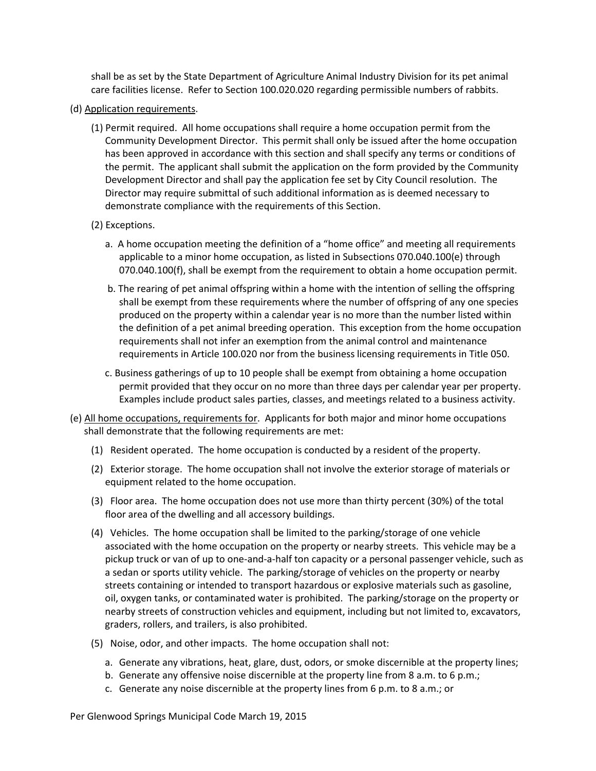shall be as set by the State Department of Agriculture Animal Industry Division for its pet animal care facilities license. Refer to Section 100.020.020 regarding permissible numbers of rabbits.

(d) Application requirements.

(1) Permit required. All home occupations shall require a home occupation permit from the Community Development Director. This permit shall only be issued after the home occupation has been approved in accordance with this section and shall specify any terms or conditions of the permit. The applicant shall submit the application on the form provided by the Community Development Director and shall pay the application fee set by City Council resolution. The Director may require submittal of such additional information as is deemed necessary to demonstrate compliance with the requirements of this Section.

(2) Exceptions.

a. A home occupation meeting the definition of a "home office" and meeting all requirements applicable to a minor home occupation, as listed in Subsections 070.040.100(e) through 070.040.100(f), shall be exempt from the requirement to obtain a home occupation permit.

b. The rearing of pet animal offspring within a home with the intention of selling the offspring shall be exempt from these requirements where the number of offspring of any one species produced on the property within a calendar year is no more than the number listed within the definition of a pet animal breeding operation. This exception from the home occupation requirements shall not infer an exemption from the animal control and maintenance requirements in Article 100.020 nor from the business licensing requirements in Title 050.

c. Business gatherings of up to 10 people shall be exempt from obtaining a home occupation permit provided that they occur on no more than three days per calendar year per property. Examples include product sales parties, classes, and meetings related to a business activity.

(e) All home occupations, requirements for. Applicants for both major and minor home occupations shall demonstrate that the following requirements are met:

(1) Resident operated. The home occupation is conducted by a resident of the property.

(2) Exterior storage. The home occupation shall not involve the exterior storage of materials or equipment related to the home occupation.

(3) Floor area. The home occupation does not use more than thirty percent (30%) of the total floor area of the dwelling and all accessory buildings.

(4) Vehicles. The home occupation shall be limited to the parking/storage of one vehicle associated with the home occupation on the property or nearby streets. This vehicle may be a pickup truck or van of up to one-and-a-half ton capacity or a personal passenger vehicle, such as a sedan or sports utility vehicle. The parking/storage of vehicles on the property or nearby streets containing or intended to transport hazardous or explosive materials such as gasoline, oil, oxygen tanks, or contaminated water is prohibited. The parking/storage on the property or nearby streets of construction vehicles and equipment, including but not limited to, excavators, graders, rollers, and trailers, is also prohibited.

(5) Noise, odor, and other impacts. The home occupation shall not:

a. Generate any vibrations, heat, glare, dust, odors, or smoke discernible at the property lines;
b. Generate any offensive noise discernible at the property line from 8 a.m. to 6 p.m.;
c. Generate any noise discernible at the property lines from 6 p.m. to 8 a.m.; or

Per Glenwood Springs Municipal Code March 19, 2015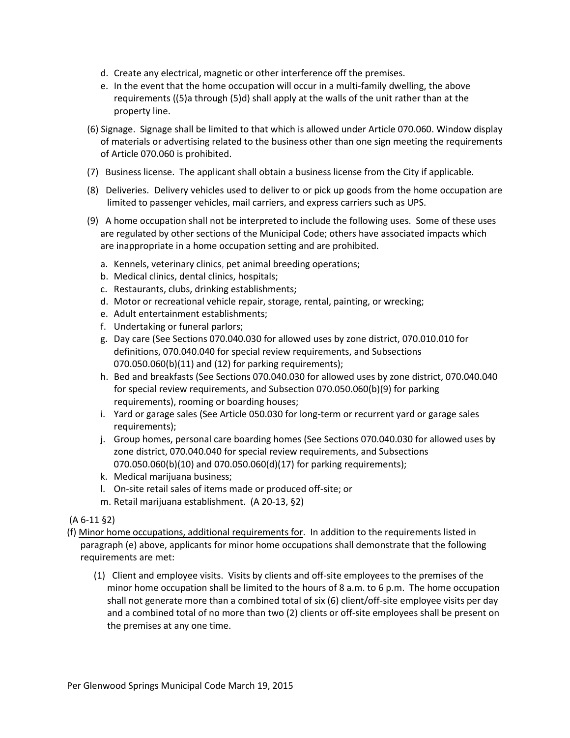d. Create any electrical, magnetic or other interference off the premises.
e. In the event that the home occupation will occur in a multi-family dwelling, the above requirements ((5)a through (5)d) shall apply at the walls of the unit rather than at the property line.

(6) Signage. Signage shall be limited to that which is allowed under Article 070.060. Window display of materials or advertising related to the business other than one sign meeting the requirements of Article 070.060 is prohibited.

(7) Business license. The applicant shall obtain a business license from the City if applicable.

(8) Deliveries. Delivery vehicles used to deliver to or pick up goods from the home occupation are limited to passenger vehicles, mail carriers, and express carriers such as UPS.

(9) A home occupation shall not be interpreted to include the following uses. Some of these uses are regulated by other sections of the Municipal Code; others have associated impacts which are inappropriate in a home occupation setting and are prohibited.

a. Kennels, veterinary clinics, pet animal breeding operations;
b. Medical clinics, dental clinics, hospitals;
c. Restaurants, clubs, drinking establishments;
d. Motor or recreational vehicle repair, storage, rental, painting, or wrecking;
e. Adult entertainment establishments;
f. Undertaking or funeral parlors;
g. Day care (See Sections 070.040.030 for allowed uses by zone district, 070.010.010 for definitions, 070.040.040 for special review requirements, and Subsections 070.050.060(b)(11) and (12) for parking requirements);
h. Bed and breakfasts (See Sections 070.040.030 for allowed uses by zone district, 070.040.040 for special review requirements, and Subsection 070.050.060(b)(9) for parking requirements), rooming or boarding houses;
i. Yard or garage sales (See Article 050.030 for long-term or recurrent yard or garage sales requirements);
j. Group homes, personal care boarding homes (See Sections 070.040.030 for allowed uses by zone district, 070.040.040 for special review requirements, and Subsections 070.050.060(b)(10) and 070.050.060(d)(17) for parking requirements);
k. Medical marijuana business;
l. On-site retail sales of items made or produced off-site; or
m. Retail marijuana establishment. (A 20-13, §2)

(A 6-11 §2)

(f) Minor home occupations, additional requirements for. In addition to the requirements listed in paragraph (e) above, applicants for minor home occupations shall demonstrate that the following requirements are met:

(1) Client and employee visits. Visits by clients and off-site employees to the premises of the minor home occupation shall be limited to the hours of 8 a.m. to 6 p.m. The home occupation shall not generate more than a combined total of six (6) client/off-site employee visits per day and a combined total of no more than two (2) clients or off-site employees shall be present on the premises at any one time.

Per Glenwood Springs Municipal Code March 19, 2015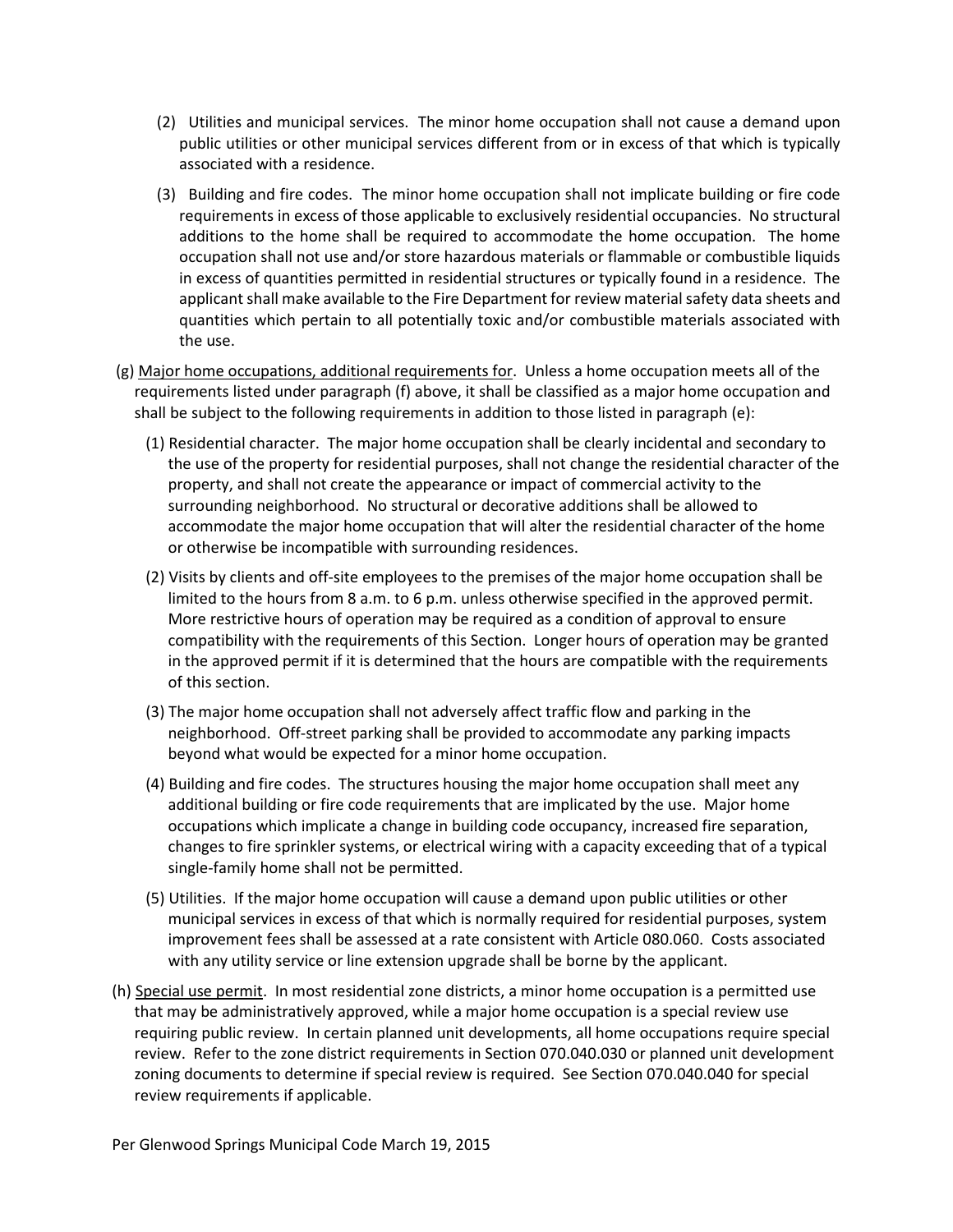(2) Utilities and municipal services. The minor home occupation shall not cause a demand upon public utilities or other municipal services different from or in excess of that which is typically associated with a residence.

(3) Building and fire codes. The minor home occupation shall not implicate building or fire code requirements in excess of those applicable to exclusively residential occupancies. No structural additions to the home shall be required to accommodate the home occupation. The home occupation shall not use and/or store hazardous materials or flammable or combustible liquids in excess of quantities permitted in residential structures or typically found in a residence. The applicant shall make available to the Fire Department for review material safety data sheets and quantities which pertain to all potentially toxic and/or combustible materials associated with the use.

(g) Major home occupations, additional requirements for. Unless a home occupation meets all of the requirements listed under paragraph (f) above, it shall be classified as a major home occupation and shall be subject to the following requirements in addition to those listed in paragraph (e):

(1) Residential character. The major home occupation shall be clearly incidental and secondary to the use of the property for residential purposes, shall not change the residential character of the property, and shall not create the appearance or impact of commercial activity to the surrounding neighborhood. No structural or decorative additions shall be allowed to accommodate the major home occupation that will alter the residential character of the home or otherwise be incompatible with surrounding residences.

(2) Visits by clients and off-site employees to the premises of the major home occupation shall be limited to the hours from 8 a.m. to 6 p.m. unless otherwise specified in the approved permit. More restrictive hours of operation may be required as a condition of approval to ensure compatibility with the requirements of this Section. Longer hours of operation may be granted in the approved permit if it is determined that the hours are compatible with the requirements of this section.

(3) The major home occupation shall not adversely affect traffic flow and parking in the neighborhood. Off-street parking shall be provided to accommodate any parking impacts beyond what would be expected for a minor home occupation.

(4) Building and fire codes. The structures housing the major home occupation shall meet any additional building or fire code requirements that are implicated by the use. Major home occupations which implicate a change in building code occupancy, increased fire separation, changes to fire sprinkler systems, or electrical wiring with a capacity exceeding that of a typical single-family home shall not be permitted.

(5) Utilities. If the major home occupation will cause a demand upon public utilities or other municipal services in excess of that which is normally required for residential purposes, system improvement fees shall be assessed at a rate consistent with Article 080.060. Costs associated with any utility service or line extension upgrade shall be borne by the applicant.

(h) Special use permit. In most residential zone districts, a minor home occupation is a permitted use that may be administratively approved, while a major home occupation is a special review use requiring public review. In certain planned unit developments, all home occupations require special review. Refer to the zone district requirements in Section 070.040.030 or planned unit development zoning documents to determine if special review is required. See Section 070.040.040 for special review requirements if applicable.

Per Glenwood Springs Municipal Code March 19, 2015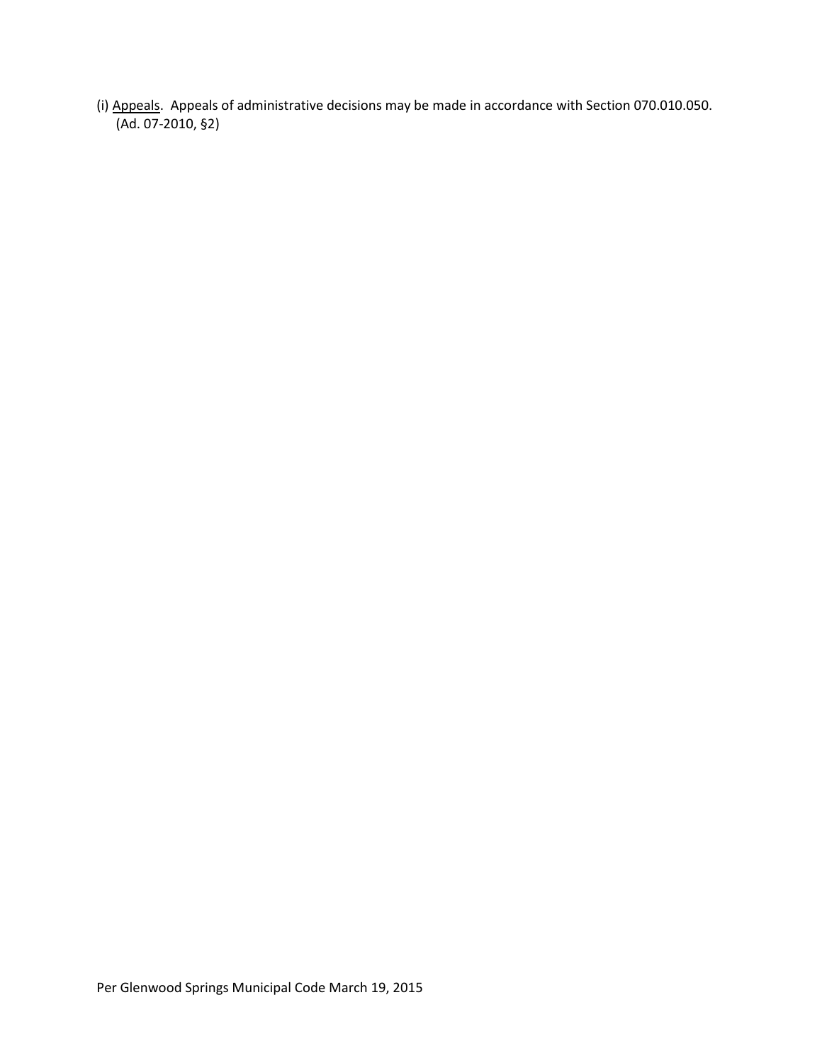(i) Appeals. Appeals of administrative decisions may be made in accordance with Section 070.010.050. (Ad. 07-2010, §2)